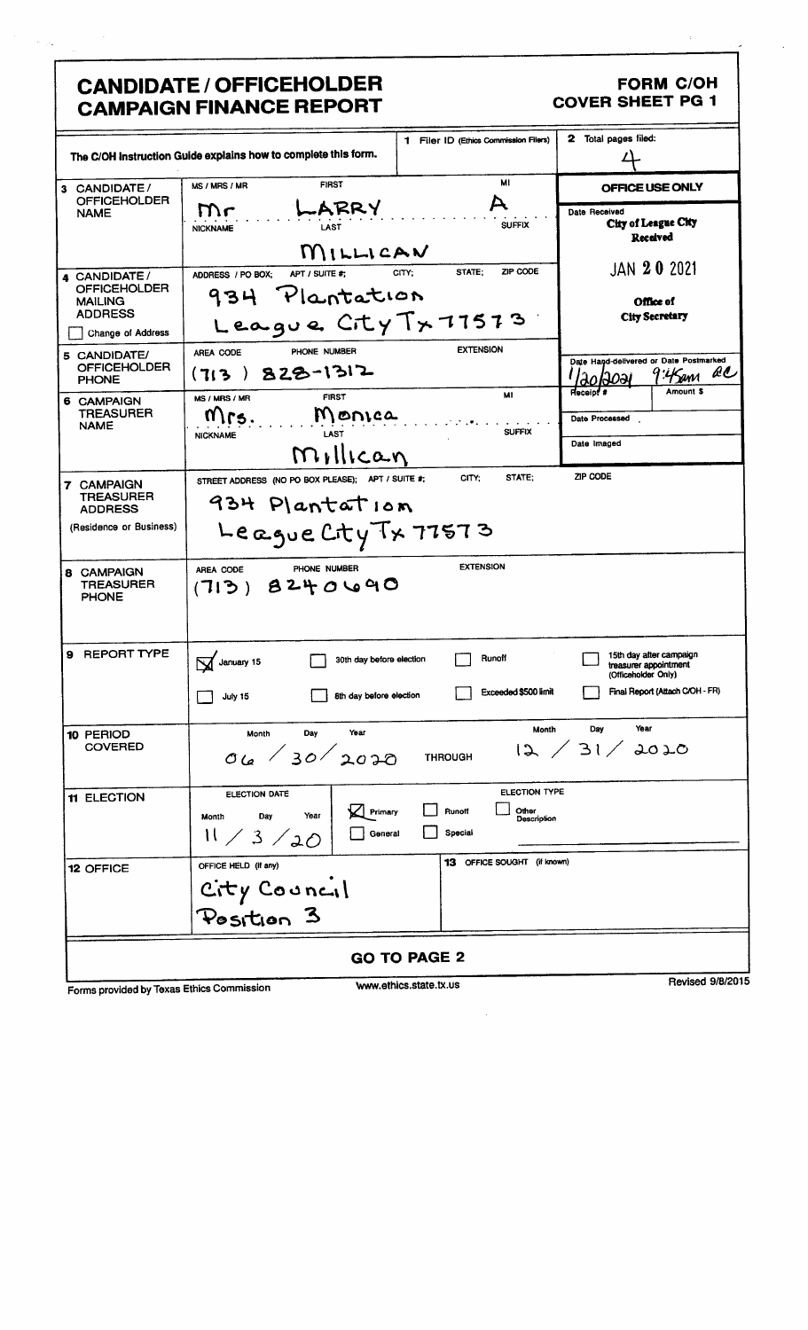# CANDIDATE / OFFICEHOLDER CAMPAIGN FINANCE REPORT

**FORM C/OH**
**COVER SHEET PG 1**

The C/OH Instruction Guide explains how to complete this form.

**1** Filer ID (Ethics Commission Filers):

**2** Total pages filed: 4

**OFFICE USE ONLY**

Date Received: City of League City Received JAN 20 2021 Office of City Secretary

Date Hand-delivered or Date Postmarked: 1/20/2021 9:45am AC

Receipt #: | Amount $:

Date Processed:

Date Imaged:

| Field | Information |
|---|---|
| **3 CANDIDATE / OFFICEHOLDER NAME** | MS / MRS / MR: Mr; FIRST: LARRY; MI: A; NICKNAME: ; LAST: MILLICAN; SUFFIX: |
| **4 CANDIDATE / OFFICEHOLDER MAILING ADDRESS** ☐ Change of Address | ADDRESS / PO BOX; APT / SUITE #; CITY; STATE; ZIP CODE: 934 Plantation League City Tx 77573 |
| **5 CANDIDATE/ OFFICEHOLDER PHONE** | AREA CODE: (713); PHONE NUMBER: 828-1312; EXTENSION: |
| **6 CAMPAIGN TREASURER NAME** | MS / MRS / MR: Mrs.; FIRST: Monica; MI: ; NICKNAME: ; LAST: Millican; SUFFIX: |
| **7 CAMPAIGN TREASURER ADDRESS** (Residence or Business) | STREET ADDRESS (NO PO BOX PLEASE); APT / SUITE #; CITY; STATE; ZIP CODE: 934 Plantation League City Tx 77573 |
| **8 CAMPAIGN TREASURER PHONE** | AREA CODE: (713); PHONE NUMBER: 8240690; EXTENSION: |

**9 REPORT TYPE**

- ☒ January 15
- ☐ July 15
- ☐ 30th day before election
- ☐ 8th day before election
- ☐ Runoff
- ☐ Exceeded $500 limit
- ☐ 15th day after campaign treasurer appointment (Officeholder Only)
- ☐ Final Report (Attach C/OH - FR)

**10 PERIOD COVERED**

Month / Day / Year: 06 / 30 / 2020 THROUGH Month / Day / Year: 12 / 31 / 2020

**11 ELECTION**

ELECTION DATE: Month / Day / Year: 11 / 3 / 20

ELECTION TYPE:

- ☒ Primary
- ☐ General
- ☐ Runoff
- ☐ Special
- ☐ Other Description

**12 OFFICE**

OFFICE HELD (if any): City Council Position 3

**13** OFFICE SOUGHT (if known):

**GO TO PAGE 2**

Forms provided by Texas Ethics Commission | www.ethics.state.tx.us | Revised 9/8/2015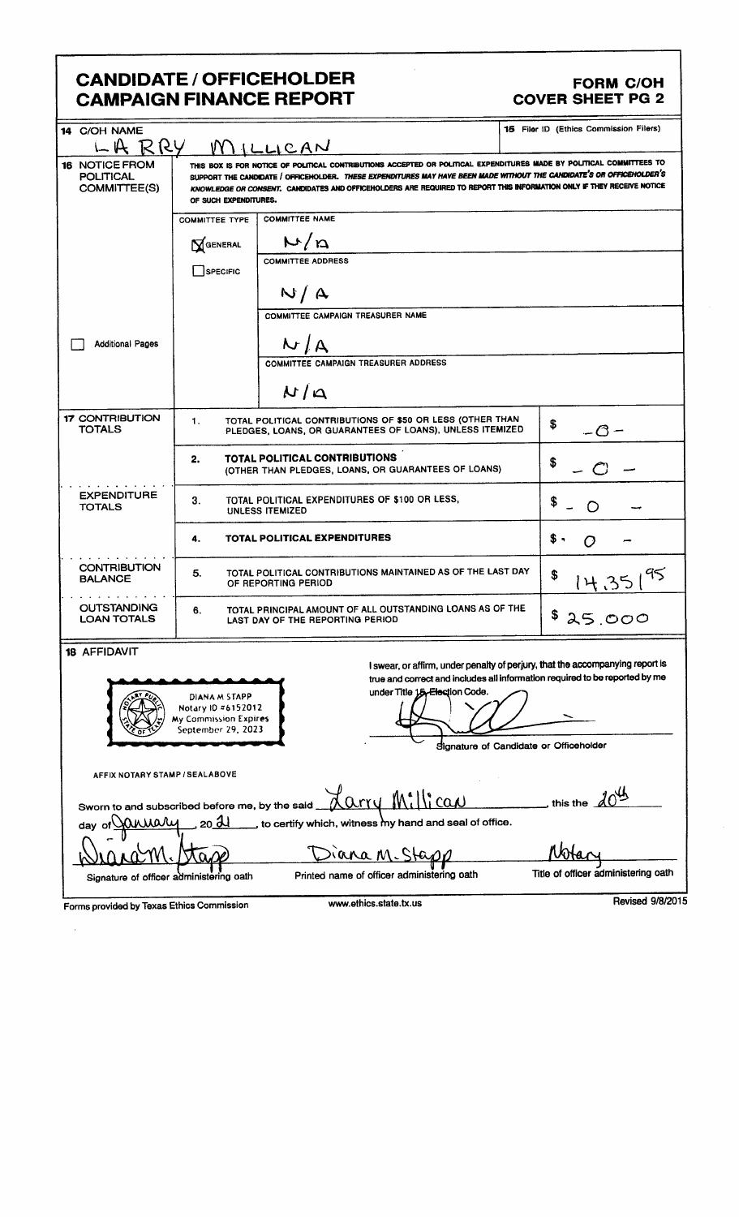# CANDIDATE / OFFICEHOLDER CAMPAIGN FINANCE REPORT

**FORM C/OH COVER SHEET PG 2**

**14 C/OH NAME**

LARRY MILLICAN

**15** Filer ID (Ethics Commission Filers)

**16 NOTICE FROM POLITICAL COMMITTEE(S)**

THIS BOX IS FOR NOTICE OF POLITICAL CONTRIBUTIONS ACCEPTED OR POLITICAL EXPENDITURES MADE BY POLITICAL COMMITTEES TO SUPPORT THE CANDIDATE / OFFICEHOLDER. *THESE EXPENDITURES MAY HAVE BEEN MADE WITHOUT THE CANDIDATE'S OR OFFICEHOLDER'S KNOWLEDGE OR CONSENT.* CANDIDATES AND OFFICEHOLDERS ARE REQUIRED TO REPORT THIS INFORMATION ONLY IF THEY RECEIVE NOTICE OF SUCH EXPENDITURES.

☐ Additional Pages

COMMITTEE TYPE: ☒ GENERAL ☐ SPECIFIC

COMMITTEE NAME: N/A

COMMITTEE ADDRESS: N/A

COMMITTEE CAMPAIGN TREASURER NAME: N/A

COMMITTEE CAMPAIGN TREASURER ADDRESS: N/A

| | | | |
|---|---|---|---|
| **17 CONTRIBUTION TOTALS** | 1. | TOTAL POLITICAL CONTRIBUTIONS OF $50 OR LESS (OTHER THAN PLEDGES, LOANS, OR GUARANTEES OF LOANS), UNLESS ITEMIZED | $ -0- |
| | 2. | **TOTAL POLITICAL CONTRIBUTIONS** (OTHER THAN PLEDGES, LOANS, OR GUARANTEES OF LOANS) | $ -0- |
| **EXPENDITURE TOTALS** | 3. | TOTAL POLITICAL EXPENDITURES OF $100 OR LESS, UNLESS ITEMIZED | $ -0- |
| | 4. | **TOTAL POLITICAL EXPENDITURES** | $ -0- |
| **CONTRIBUTION BALANCE** | 5. | TOTAL POLITICAL CONTRIBUTIONS MAINTAINED AS OF THE LAST DAY OF REPORTING PERIOD | $ 14,351.95 |
| **OUTSTANDING LOAN TOTALS** | 6. | TOTAL PRINCIPAL AMOUNT OF ALL OUTSTANDING LOANS AS OF THE LAST DAY OF THE REPORTING PERIOD | $ 25,000 |

**18 AFFIDAVIT**

DIANA M STAPP
Notary ID #6152012
My Commission Expires
September 29, 2023

I swear, or affirm, under penalty of perjury, that the accompanying report is true and correct and includes all information required to be reported by me under Title 15, Election Code.

Signature of Candidate or Officeholder

AFFIX NOTARY STAMP / SEAL ABOVE

Sworn to and subscribed before me, by the said Larry Millican, this the 20th day of January, 20 21, to certify which, witness my hand and seal of office.

| Diana M. Stapp | Diana M. Stapp | Notary |
|---|---|---|
| Signature of officer administering oath | Printed name of officer administering oath | Title of officer administering oath |

Forms provided by Texas Ethics Commission www.ethics.state.tx.us Revised 9/8/2015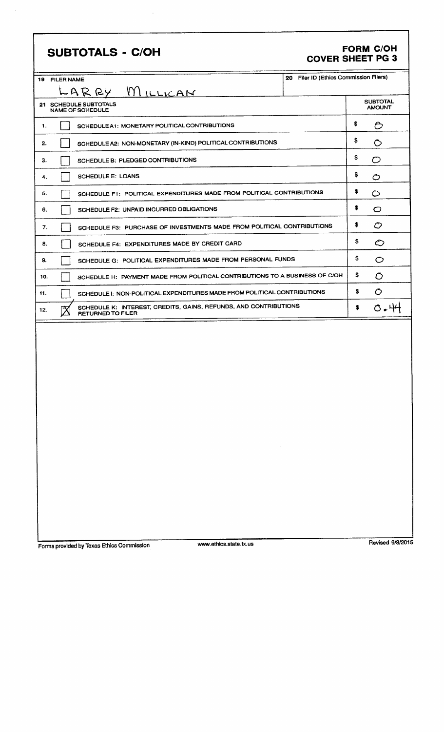# SUBTOTALS - C/OH

## FORM C/OH
## COVER SHEET PG 3

| 19 FILER NAME | 20 Filer ID (Ethics Commission Filers) |
|---|---|
| LARRY MILLICAN | |

**21 SCHEDULE SUBTOTALS**

| | | NAME OF SCHEDULE | SUBTOTAL AMOUNT |
|---|---|---|---|
| 1. | [ ] | SCHEDULE A1: MONETARY POLITICAL CONTRIBUTIONS | $ 0 |
| 2. | [ ] | SCHEDULE A2: NON-MONETARY (IN-KIND) POLITICAL CONTRIBUTIONS | $ 0 |
| 3. | [ ] | SCHEDULE B: PLEDGED CONTRIBUTIONS | $ 0 |
| 4. | [ ] | SCHEDULE E: LOANS | $ 0 |
| 5. | [ ] | SCHEDULE F1: POLITICAL EXPENDITURES MADE FROM POLITICAL CONTRIBUTIONS | $ 0 |
| 6. | [ ] | SCHEDULE F2: UNPAID INCURRED OBLIGATIONS | $ 0 |
| 7. | [ ] | SCHEDULE F3: PURCHASE OF INVESTMENTS MADE FROM POLITICAL CONTRIBUTIONS | $ 0 |
| 8. | [ ] | SCHEDULE F4: EXPENDITURES MADE BY CREDIT CARD | $ 0 |
| 9. | [ ] | SCHEDULE G: POLITICAL EXPENDITURES MADE FROM PERSONAL FUNDS | $ 0 |
| 10. | [ ] | SCHEDULE H: PAYMENT MADE FROM POLITICAL CONTRIBUTIONS TO A BUSINESS OF C/OH | $ 0 |
| 11. | [ ] | SCHEDULE I: NON-POLITICAL EXPENDITURES MADE FROM POLITICAL CONTRIBUTIONS | $ 0 |
| 12. | [X] | SCHEDULE K: INTEREST, CREDITS, GAINS, REFUNDS, AND CONTRIBUTIONS RETURNED TO FILER | $ 0.44 |

Forms provided by Texas Ethics Commission www.ethics.state.tx.us Revised 9/8/2015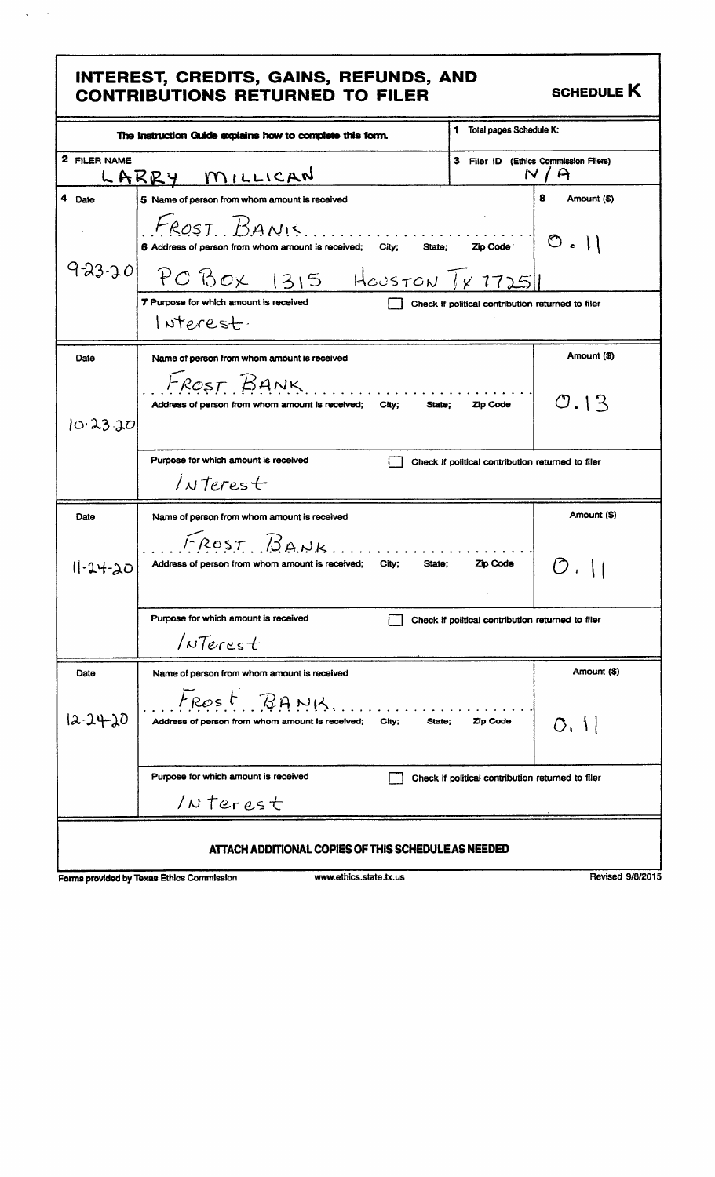# INTEREST, CREDITS, GAINS, REFUNDS, AND CONTRIBUTIONS RETURNED TO FILER

**SCHEDULE K**

The Instruction Guide explains how to complete this form.

1 Total pages Schedule K:

2 FILER NAME: LARRY MILLICAN

3 Filer ID (Ethics Commission Filers): N / A

| 4 Date | 5 Name of person from whom amount is received / 6 Address of person from whom amount is received; City; State; Zip Code / 7 Purpose for which amount is received | 8 Amount ($) |
|---|---|---|
| 9-23-20 | FROST BANK<br>PO BOX 1315 HOUSTON TX 77251<br>Interest<br>☐ Check if political contribution returned to filer | 0.11 |
| 10-23-20 | FROST BANK<br>Interest<br>☐ Check if political contribution returned to filer | 0.13 |
| 11-24-20 | FROST BANK<br>Interest<br>☐ Check if political contribution returned to filer | 0.11 |
| 12-24-20 | FROST BANK<br>Interest<br>☐ Check if political contribution returned to filer | 0.11 |

ATTACH ADDITIONAL COPIES OF THIS SCHEDULE AS NEEDED

Forms provided by Texas Ethics Commission — www.ethics.state.tx.us — Revised 9/8/2015